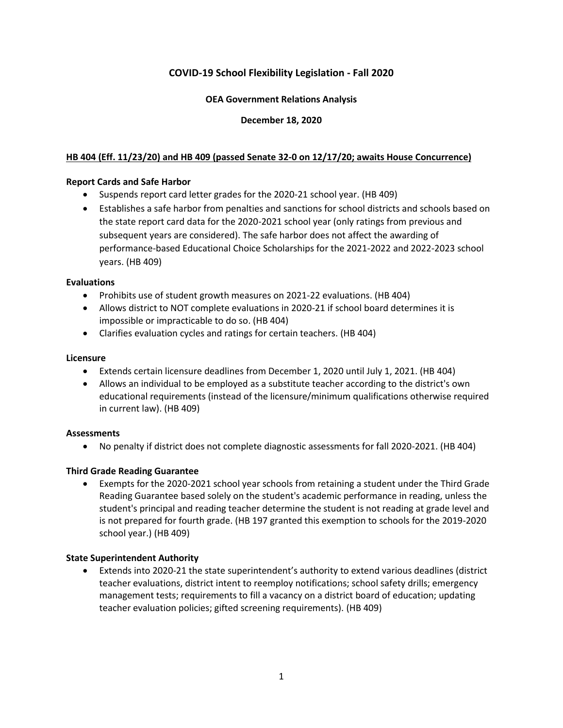# COVID-19 School Flexibility Legislation - Fall 2020

**OEA Government Relations Analysis**

**December 18, 2020**

## HB 404 (Eff. 11/23/20) and HB 409 (passed Senate 32-0 on 12/17/20; awaits House Concurrence)

### Report Cards and Safe Harbor

- Suspends report card letter grades for the 2020-21 school year. (HB 409)
- Establishes a safe harbor from penalties and sanctions for school districts and schools based on the state report card data for the 2020-2021 school year (only ratings from previous and subsequent years are considered). The safe harbor does not affect the awarding of performance-based Educational Choice Scholarships for the 2021-2022 and 2022-2023 school years. (HB 409)

### Evaluations

- Prohibits use of student growth measures on 2021-22 evaluations. (HB 404)
- Allows district to NOT complete evaluations in 2020-21 if school board determines it is impossible or impracticable to do so. (HB 404)
- Clarifies evaluation cycles and ratings for certain teachers. (HB 404)

### Licensure

- Extends certain licensure deadlines from December 1, 2020 until July 1, 2021. (HB 404)
- Allows an individual to be employed as a substitute teacher according to the district's own educational requirements (instead of the licensure/minimum qualifications otherwise required in current law). (HB 409)

### Assessments

- No penalty if district does not complete diagnostic assessments for fall 2020-2021. (HB 404)

### Third Grade Reading Guarantee

- Exempts for the 2020-2021 school year schools from retaining a student under the Third Grade Reading Guarantee based solely on the student's academic performance in reading, unless the student's principal and reading teacher determine the student is not reading at grade level and is not prepared for fourth grade. (HB 197 granted this exemption to schools for the 2019-2020 school year.) (HB 409)

### State Superintendent Authority

- Extends into 2020-21 the state superintendent's authority to extend various deadlines (district teacher evaluations, district intent to reemploy notifications; school safety drills; emergency management tests; requirements to fill a vacancy on a district board of education; updating teacher evaluation policies; gifted screening requirements). (HB 409)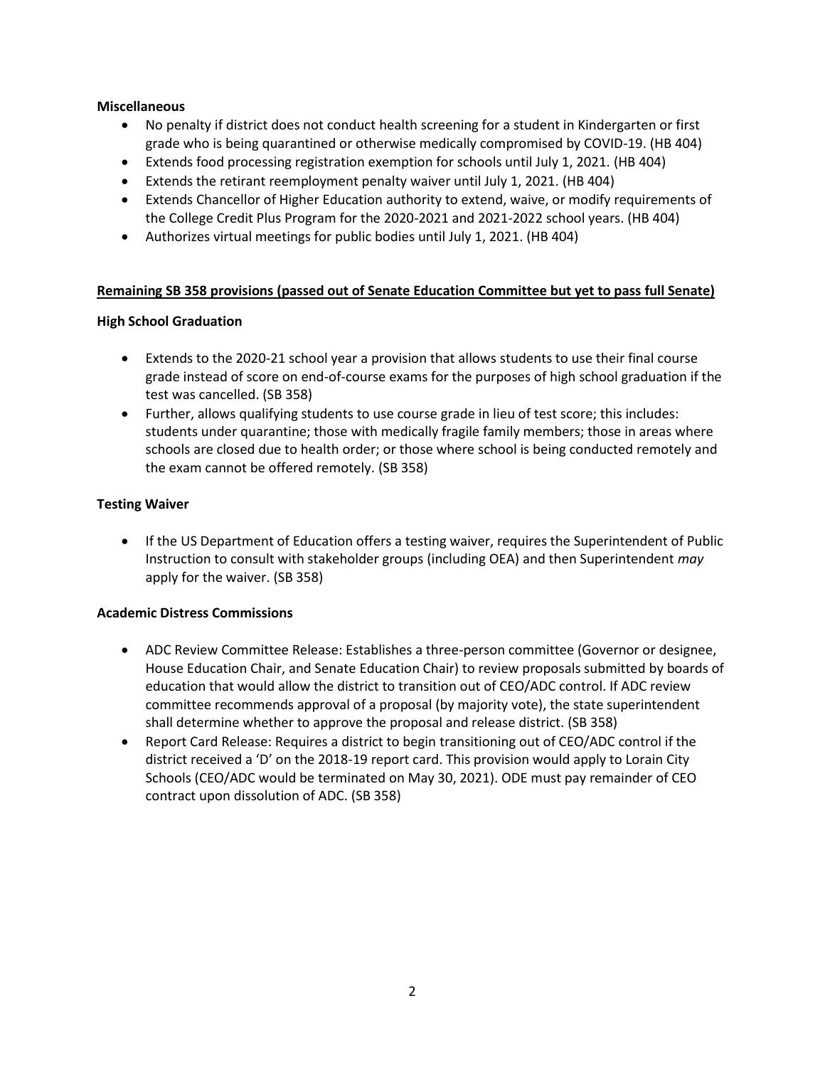**Miscellaneous**

- No penalty if district does not conduct health screening for a student in Kindergarten or first grade who is being quarantined or otherwise medically compromised by COVID-19. (HB 404)
- Extends food processing registration exemption for schools until July 1, 2021. (HB 404)
- Extends the retirant reemployment penalty waiver until July 1, 2021. (HB 404)
- Extends Chancellor of Higher Education authority to extend, waive, or modify requirements of the College Credit Plus Program for the 2020-2021 and 2021-2022 school years. (HB 404)
- Authorizes virtual meetings for public bodies until July 1, 2021. (HB 404)

**Remaining SB 358 provisions (passed out of Senate Education Committee but yet to pass full Senate)**

**High School Graduation**

- Extends to the 2020-21 school year a provision that allows students to use their final course grade instead of score on end-of-course exams for the purposes of high school graduation if the test was cancelled. (SB 358)
- Further, allows qualifying students to use course grade in lieu of test score; this includes: students under quarantine; those with medically fragile family members; those in areas where schools are closed due to health order; or those where school is being conducted remotely and the exam cannot be offered remotely. (SB 358)

**Testing Waiver**

- If the US Department of Education offers a testing waiver, requires the Superintendent of Public Instruction to consult with stakeholder groups (including OEA) and then Superintendent *may* apply for the waiver. (SB 358)

**Academic Distress Commissions**

- ADC Review Committee Release: Establishes a three-person committee (Governor or designee, House Education Chair, and Senate Education Chair) to review proposals submitted by boards of education that would allow the district to transition out of CEO/ADC control. If ADC review committee recommends approval of a proposal (by majority vote), the state superintendent shall determine whether to approve the proposal and release district. (SB 358)
- Report Card Release: Requires a district to begin transitioning out of CEO/ADC control if the district received a 'D' on the 2018-19 report card. This provision would apply to Lorain City Schools (CEO/ADC would be terminated on May 30, 2021). ODE must pay remainder of CEO contract upon dissolution of ADC. (SB 358)